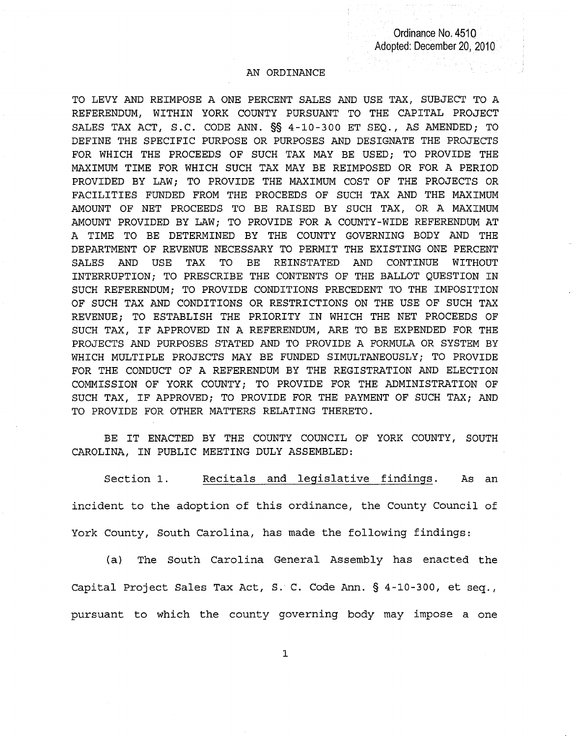Ordinance No. 4510
Adopted: December 20, 2010

# AN ORDINANCE

TO LEVY AND REIMPOSE A ONE PERCENT SALES AND USE TAX, SUBJECT TO A REFERENDUM, WITHIN YORK COUNTY PURSUANT TO THE CAPITAL PROJECT SALES TAX ACT, S.C. CODE ANN. §§ 4-10-300 ET SEQ., AS AMENDED; TO DEFINE THE SPECIFIC PURPOSE OR PURPOSES AND DESIGNATE THE PROJECTS FOR WHICH THE PROCEEDS OF SUCH TAX MAY BE USED; TO PROVIDE THE MAXIMUM TIME FOR WHICH SUCH TAX MAY BE REIMPOSED OR FOR A PERIOD PROVIDED BY LAW; TO PROVIDE THE MAXIMUM COST OF THE PROJECTS OR FACILITIES FUNDED FROM THE PROCEEDS OF SUCH TAX AND THE MAXIMUM AMOUNT OF NET PROCEEDS TO BE RAISED BY SUCH TAX, OR A MAXIMUM AMOUNT PROVIDED BY LAW; TO PROVIDE FOR A COUNTY-WIDE REFERENDUM AT A TIME TO BE DETERMINED BY THE COUNTY GOVERNING BODY AND THE DEPARTMENT OF REVENUE NECESSARY TO PERMIT THE EXISTING ONE PERCENT SALES AND USE TAX TO BE REINSTATED AND CONTINUE WITHOUT INTERRUPTION; TO PRESCRIBE THE CONTENTS OF THE BALLOT QUESTION IN SUCH REFERENDUM; TO PROVIDE CONDITIONS PRECEDENT TO THE IMPOSITION OF SUCH TAX AND CONDITIONS OR RESTRICTIONS ON THE USE OF SUCH TAX REVENUE; TO ESTABLISH THE PRIORITY IN WHICH THE NET PROCEEDS OF SUCH TAX, IF APPROVED IN A REFERENDUM, ARE TO BE EXPENDED FOR THE PROJECTS AND PURPOSES STATED AND TO PROVIDE A FORMULA OR SYSTEM BY WHICH MULTIPLE PROJECTS MAY BE FUNDED SIMULTANEOUSLY; TO PROVIDE FOR THE CONDUCT OF A REFERENDUM BY THE REGISTRATION AND ELECTION COMMISSION OF YORK COUNTY; TO PROVIDE FOR THE ADMINISTRATION OF SUCH TAX, IF APPROVED; TO PROVIDE FOR THE PAYMENT OF SUCH TAX; AND TO PROVIDE FOR OTHER MATTERS RELATING THERETO.

BE IT ENACTED BY THE COUNTY COUNCIL OF YORK COUNTY, SOUTH CAROLINA, IN PUBLIC MEETING DULY ASSEMBLED:

Section 1. Recitals and legislative findings. As an incident to the adoption of this ordinance, the County Council of York County, South Carolina, has made the following findings:

(a) The South Carolina General Assembly has enacted the Capital Project Sales Tax Act, S. C. Code Ann. § 4-10-300, et seq., pursuant to which the county governing body may impose a one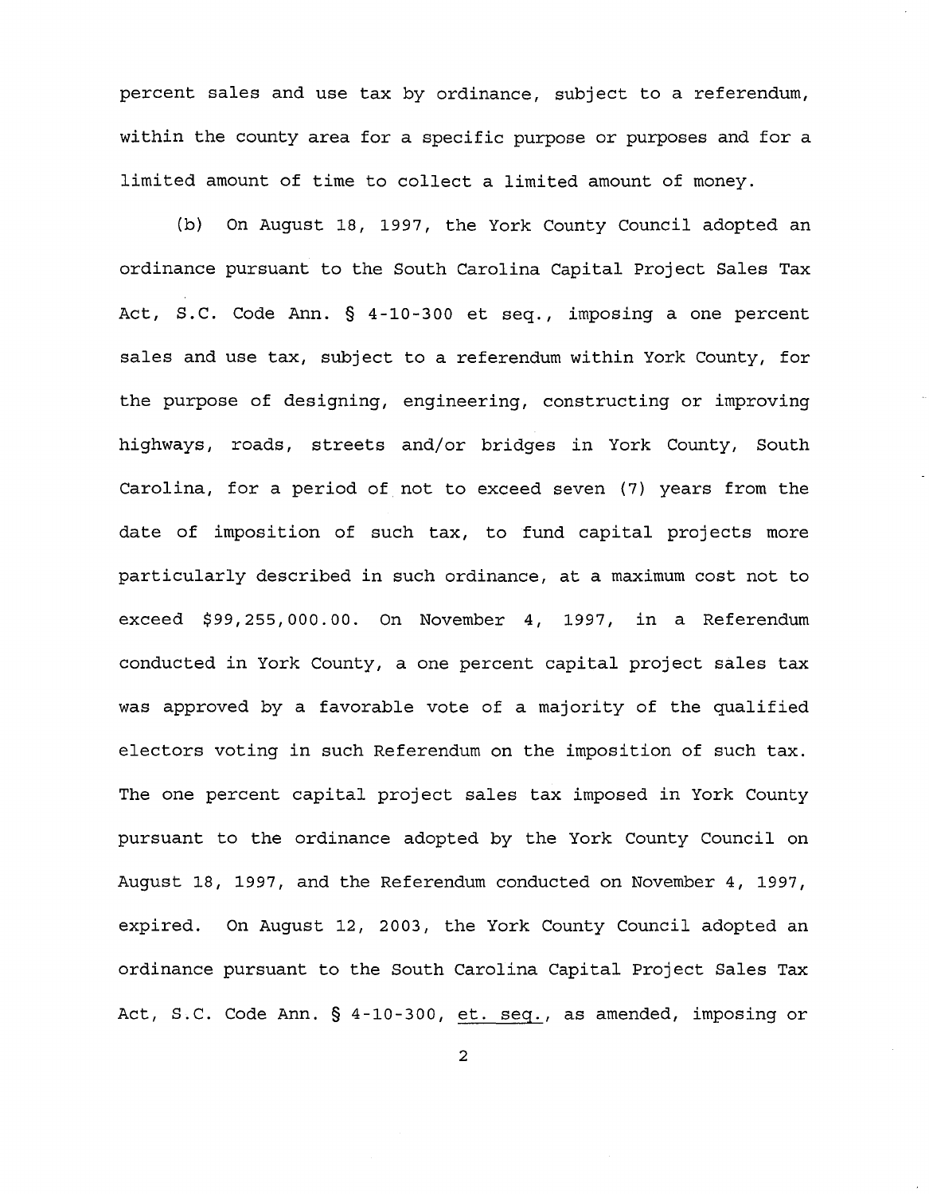percent sales and use tax by ordinance, subject to a referendum, within the county area for a specific purpose or purposes and for a limited amount of time to collect a limited amount of money.

(b) On August 18, 1997, the York County Council adopted an ordinance pursuant to the South Carolina Capital Project Sales Tax Act, S.C. Code Ann. § 4-10-300 et seq., imposing a one percent sales and use tax, subject to a referendum within York County, for the purpose of designing, engineering, constructing or improving highways, roads, streets and/or bridges in York County, South Carolina, for a period of not to exceed seven (7) years from the date of imposition of such tax, to fund capital projects more particularly described in such ordinance, at a maximum cost not to exceed $99,255,000.00. On November 4, 1997, in a Referendum conducted in York County, a one percent capital project sales tax was approved by a favorable vote of a majority of the qualified electors voting in such Referendum on the imposition of such tax. The one percent capital project sales tax imposed in York County pursuant to the ordinance adopted by the York County Council on August 18, 1997, and the Referendum conducted on November 4, 1997, expired. On August 12, 2003, the York County Council adopted an ordinance pursuant to the South Carolina Capital Project Sales Tax Act, S.C. Code Ann. § 4-10-300, et. seq., as amended, imposing or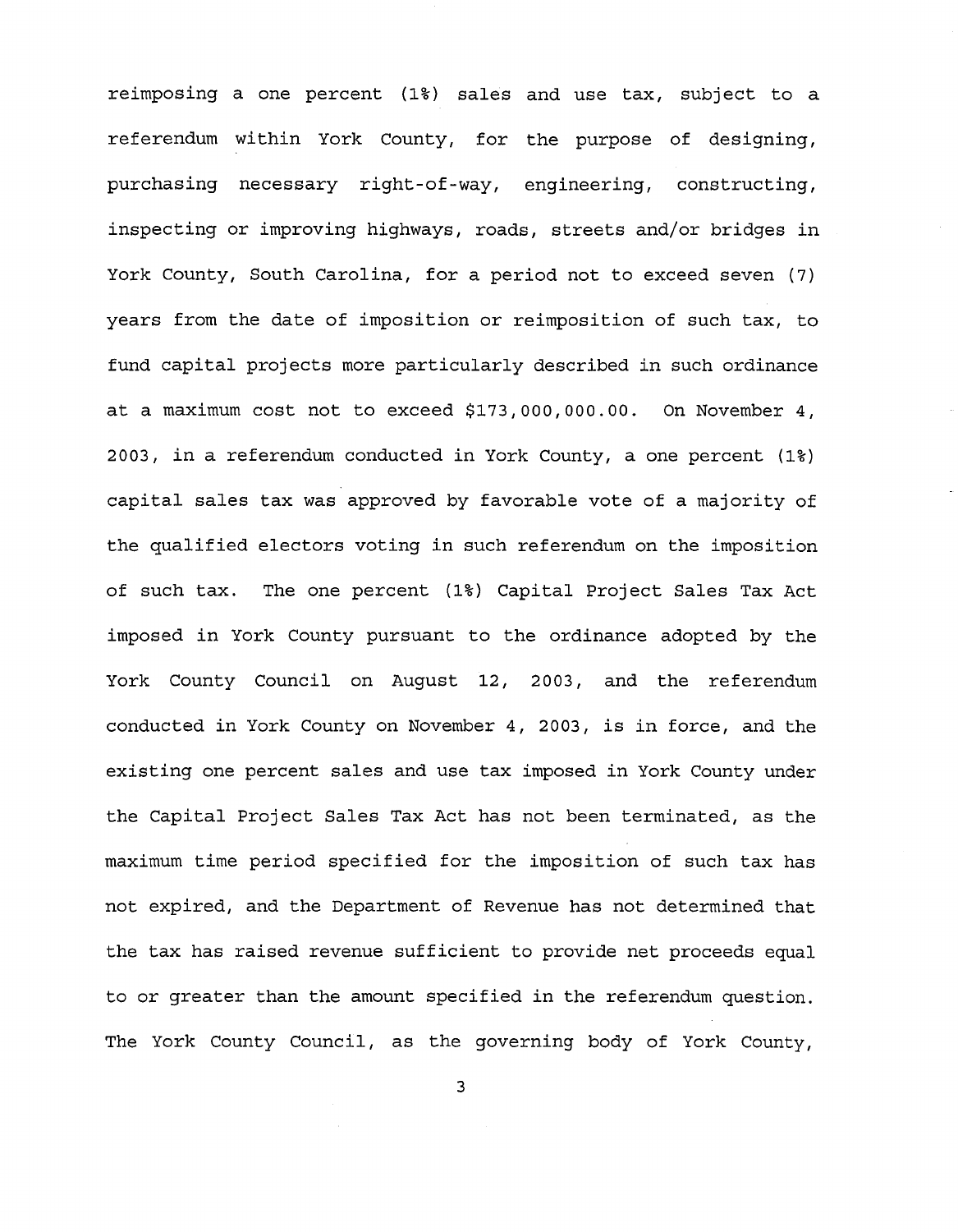reimposing a one percent (1%) sales and use tax, subject to a referendum within York County, for the purpose of designing, purchasing necessary right-of-way, engineering, constructing, inspecting or improving highways, roads, streets and/or bridges in York County, South Carolina, for a period not to exceed seven (7) years from the date of imposition or reimposition of such tax, to fund capital projects more particularly described in such ordinance at a maximum cost not to exceed $173,000,000.00. On November 4, 2003, in a referendum conducted in York County, a one percent (1%) capital sales tax was approved by favorable vote of a majority of the qualified electors voting in such referendum on the imposition of such tax. The one percent (1%) Capital Project Sales Tax Act imposed in York County pursuant to the ordinance adopted by the York County Council on August 12, 2003, and the referendum conducted in York County on November 4, 2003, is in force, and the existing one percent sales and use tax imposed in York County under the Capital Project Sales Tax Act has not been terminated, as the maximum time period specified for the imposition of such tax has not expired, and the Department of Revenue has not determined that the tax has raised revenue sufficient to provide net proceeds equal to or greater than the amount specified in the referendum question. The York County Council, as the governing body of York County,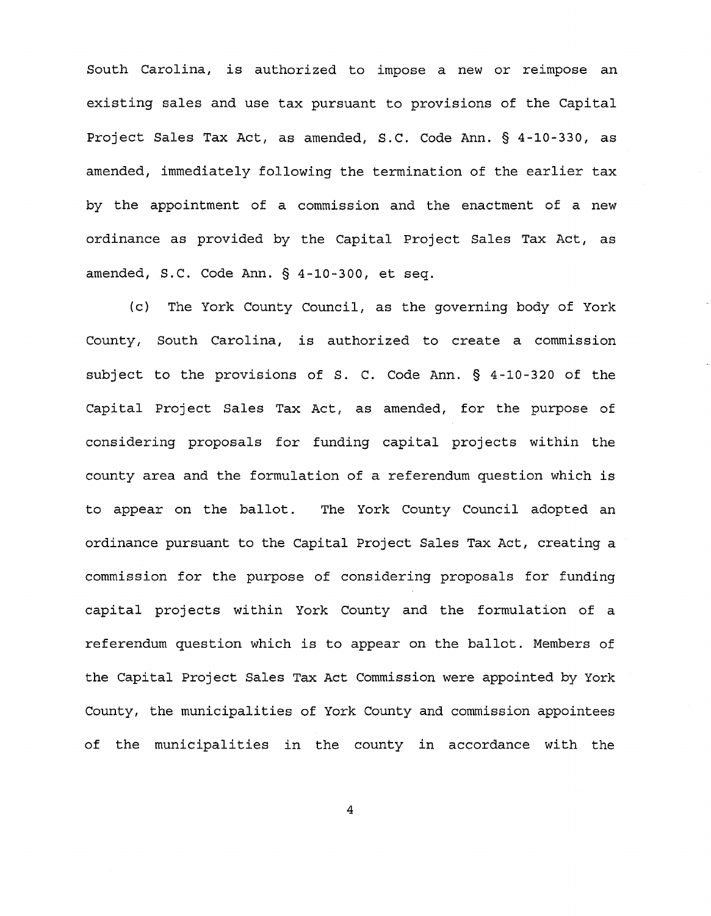South Carolina, is authorized to impose a new or reimpose an existing sales and use tax pursuant to provisions of the Capital Project Sales Tax Act, as amended, S.C. Code Ann. § 4-10-330, as amended, immediately following the termination of the earlier tax by the appointment of a commission and the enactment of a new ordinance as provided by the Capital Project Sales Tax Act, as amended, S.C. Code Ann. § 4-10-300, et seq.

(c) The York County Council, as the governing body of York County, South Carolina, is authorized to create a commission subject to the provisions of S. C. Code Ann. § 4-10-320 of the Capital Project Sales Tax Act, as amended, for the purpose of considering proposals for funding capital projects within the county area and the formulation of a referendum question which is to appear on the ballot. The York County Council adopted an ordinance pursuant to the Capital Project Sales Tax Act, creating a commission for the purpose of considering proposals for funding capital projects within York County and the formulation of a referendum question which is to appear on the ballot. Members of the Capital Project Sales Tax Act Commission were appointed by York County, the municipalities of York County and commission appointees of the municipalities in the county in accordance with the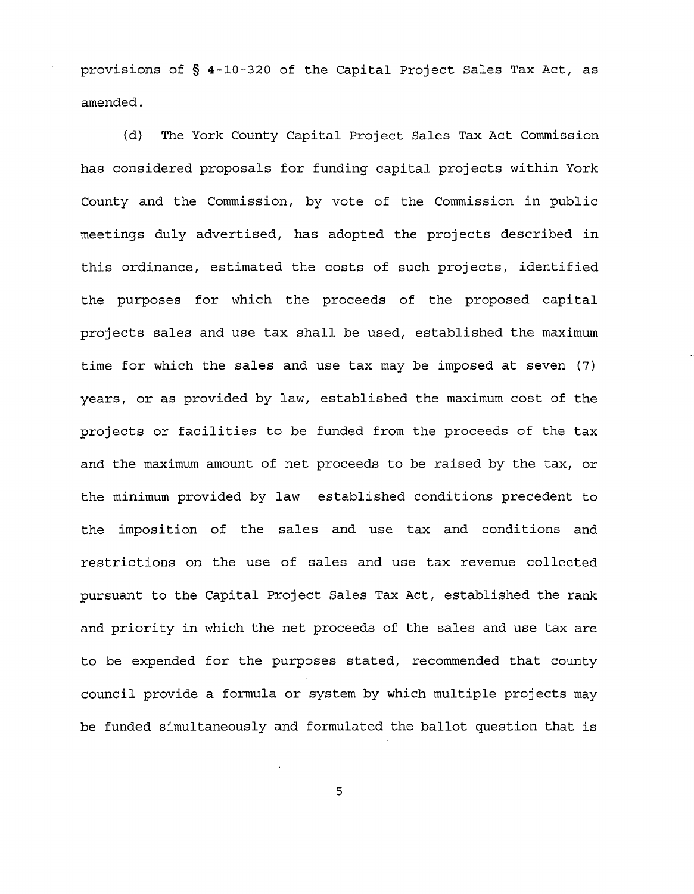provisions of § 4-10-320 of the Capital Project Sales Tax Act, as amended.

(d) The York County Capital Project Sales Tax Act Commission has considered proposals for funding capital projects within York County and the Commission, by vote of the Commission in public meetings duly advertised, has adopted the projects described in this ordinance, estimated the costs of such projects, identified the purposes for which the proceeds of the proposed capital projects sales and use tax shall be used, established the maximum time for which the sales and use tax may be imposed at seven (7) years, or as provided by law, established the maximum cost of the projects or facilities to be funded from the proceeds of the tax and the maximum amount of net proceeds to be raised by the tax, or the minimum provided by law established conditions precedent to the imposition of the sales and use tax and conditions and restrictions on the use of sales and use tax revenue collected pursuant to the Capital Project Sales Tax Act, established the rank and priority in which the net proceeds of the sales and use tax are to be expended for the purposes stated, recommended that county council provide a formula or system by which multiple projects may be funded simultaneously and formulated the ballot question that is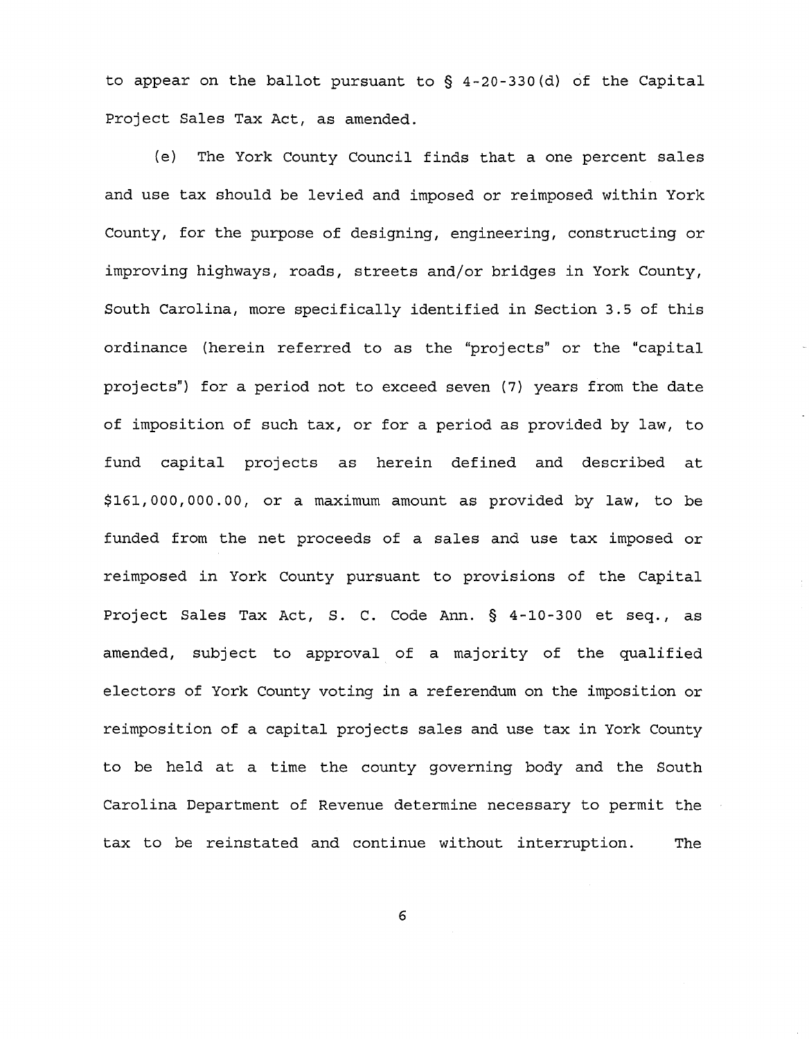to appear on the ballot pursuant to § 4-20-330(d) of the Capital Project Sales Tax Act, as amended.

(e) The York County Council finds that a one percent sales and use tax should be levied and imposed or reimposed within York County, for the purpose of designing, engineering, constructing or improving highways, roads, streets and/or bridges in York County, South Carolina, more specifically identified in Section 3.5 of this ordinance (herein referred to as the "projects" or the "capital projects") for a period not to exceed seven (7) years from the date of imposition of such tax, or for a period as provided by law, to fund capital projects as herein defined and described at $161,000,000.00, or a maximum amount as provided by law, to be funded from the net proceeds of a sales and use tax imposed or reimposed in York County pursuant to provisions of the Capital Project Sales Tax Act, S. C. Code Ann. § 4-10-300 et seq., as amended, subject to approval of a majority of the qualified electors of York County voting in a referendum on the imposition or reimposition of a capital projects sales and use tax in York County to be held at a time the county governing body and the South Carolina Department of Revenue determine necessary to permit the tax to be reinstated and continue without interruption. The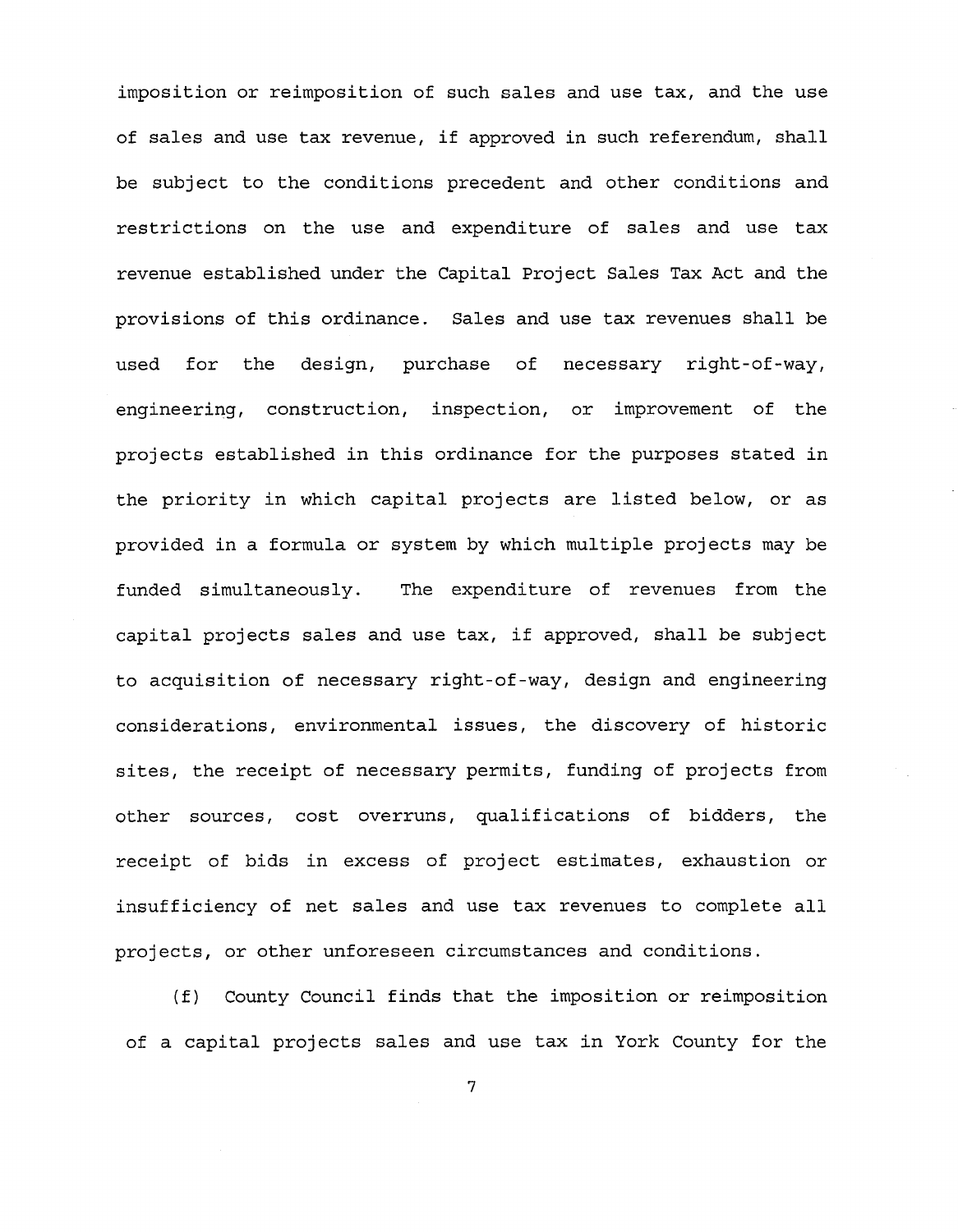imposition or reimposition of such sales and use tax, and the use of sales and use tax revenue, if approved in such referendum, shall be subject to the conditions precedent and other conditions and restrictions on the use and expenditure of sales and use tax revenue established under the Capital Project Sales Tax Act and the provisions of this ordinance. Sales and use tax revenues shall be used for the design, purchase of necessary right-of-way, engineering, construction, inspection, or improvement of the projects established in this ordinance for the purposes stated in the priority in which capital projects are listed below, or as provided in a formula or system by which multiple projects may be funded simultaneously. The expenditure of revenues from the capital projects sales and use tax, if approved, shall be subject to acquisition of necessary right-of-way, design and engineering considerations, environmental issues, the discovery of historic sites, the receipt of necessary permits, funding of projects from other sources, cost overruns, qualifications of bidders, the receipt of bids in excess of project estimates, exhaustion or insufficiency of net sales and use tax revenues to complete all projects, or other unforeseen circumstances and conditions.

(f) County Council finds that the imposition or reimposition of a capital projects sales and use tax in York County for the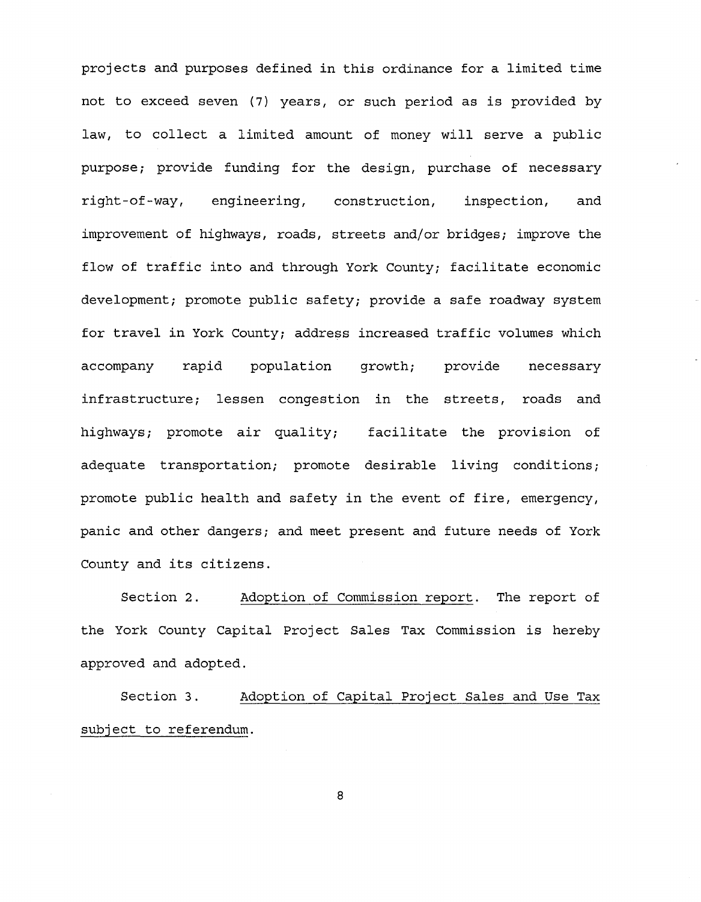projects and purposes defined in this ordinance for a limited time not to exceed seven (7) years, or such period as is provided by law, to collect a limited amount of money will serve a public purpose; provide funding for the design, purchase of necessary right-of-way, engineering, construction, inspection, and improvement of highways, roads, streets and/or bridges; improve the flow of traffic into and through York County; facilitate economic development; promote public safety; provide a safe roadway system for travel in York County; address increased traffic volumes which accompany rapid population growth; provide necessary infrastructure; lessen congestion in the streets, roads and highways; promote air quality; facilitate the provision of adequate transportation; promote desirable living conditions; promote public health and safety in the event of fire, emergency, panic and other dangers; and meet present and future needs of York County and its citizens.

Section 2. Adoption of Commission report. The report of the York County Capital Project Sales Tax Commission is hereby approved and adopted.

Section 3. Adoption of Capital Project Sales and Use Tax subject to referendum.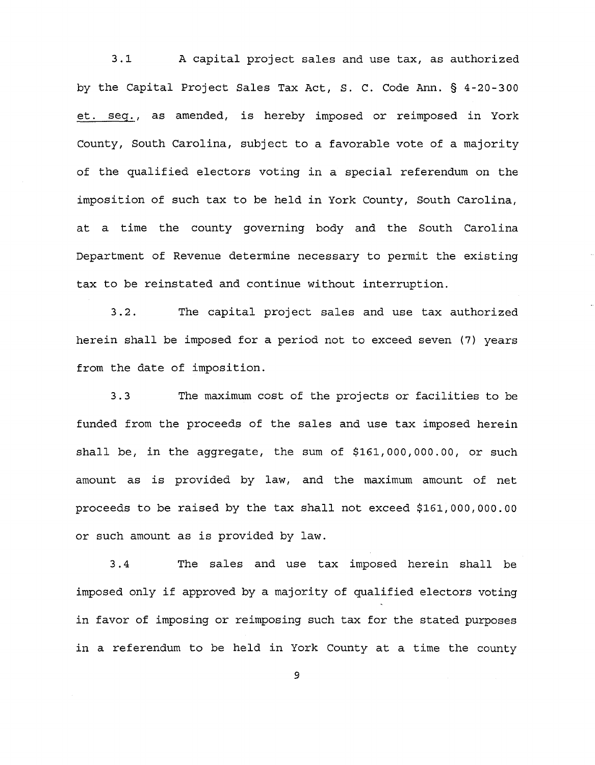3.1 A capital project sales and use tax, as authorized by the Capital Project Sales Tax Act, S. C. Code Ann. § 4-20-300 et. seq., as amended, is hereby imposed or reimposed in York County, South Carolina, subject to a favorable vote of a majority of the qualified electors voting in a special referendum on the imposition of such tax to be held in York County, South Carolina, at a time the county governing body and the South Carolina Department of Revenue determine necessary to permit the existing tax to be reinstated and continue without interruption.

3.2. The capital project sales and use tax authorized herein shall be imposed for a period not to exceed seven (7) years from the date of imposition.

3.3 The maximum cost of the projects or facilities to be funded from the proceeds of the sales and use tax imposed herein shall be, in the aggregate, the sum of $161,000,000.00, or such amount as is provided by law, and the maximum amount of net proceeds to be raised by the tax shall not exceed $161,000,000.00 or such amount as is provided by law.

3.4 The sales and use tax imposed herein shall be imposed only if approved by a majority of qualified electors voting in favor of imposing or reimposing such tax for the stated purposes in a referendum to be held in York County at a time the county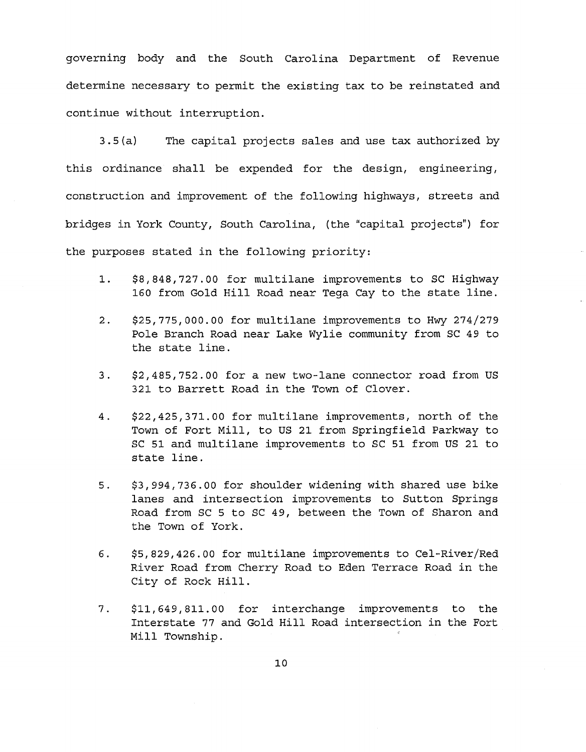governing body and the South Carolina Department of Revenue determine necessary to permit the existing tax to be reinstated and continue without interruption.

3.5(a) The capital projects sales and use tax authorized by this ordinance shall be expended for the design, engineering, construction and improvement of the following highways, streets and bridges in York County, South Carolina, (the "capital projects") for the purposes stated in the following priority:

1. $8,848,727.00 for multilane improvements to SC Highway 160 from Gold Hill Road near Tega Cay to the state line.

2. $25,775,000.00 for multilane improvements to Hwy 274/279 Pole Branch Road near Lake Wylie community from SC 49 to the state line.

3. $2,485,752.00 for a new two-lane connector road from US 321 to Barrett Road in the Town of Clover.

4. $22,425,371.00 for multilane improvements, north of the Town of Fort Mill, to US 21 from Springfield Parkway to SC 51 and multilane improvements to SC 51 from US 21 to state line.

5. $3,994,736.00 for shoulder widening with shared use bike lanes and intersection improvements to Sutton Springs Road from SC 5 to SC 49, between the Town of Sharon and the Town of York.

6. $5,829,426.00 for multilane improvements to Cel-River/Red River Road from Cherry Road to Eden Terrace Road in the City of Rock Hill.

7. $11,649,811.00 for interchange improvements to the Interstate 77 and Gold Hill Road intersection in the Fort Mill Township.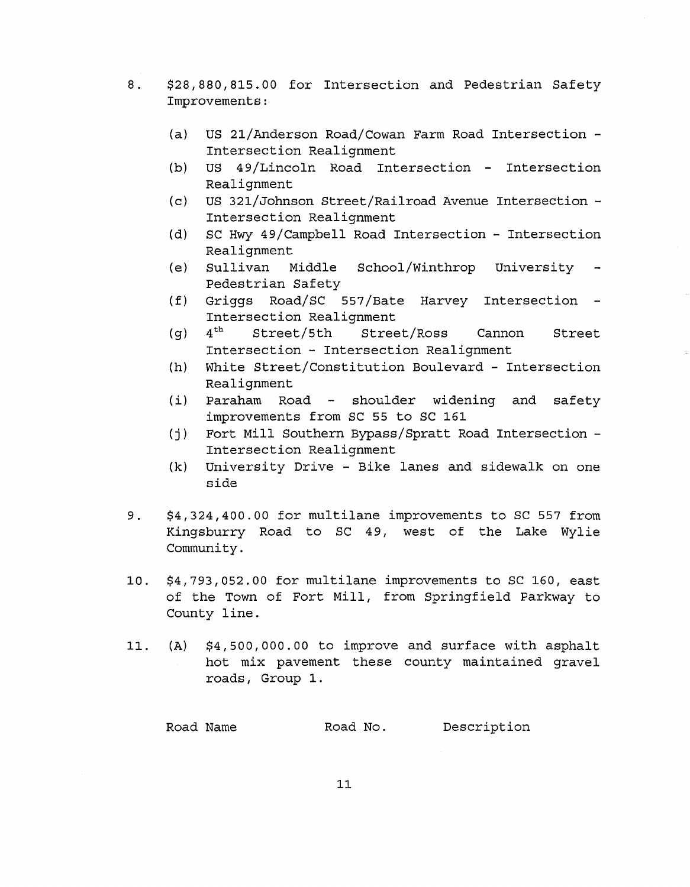8. $28,880,815.00 for Intersection and Pedestrian Safety Improvements:

   (a) US 21/Anderson Road/Cowan Farm Road Intersection - Intersection Realignment
   (b) US 49/Lincoln Road Intersection - Intersection Realignment
   (c) US 321/Johnson Street/Railroad Avenue Intersection - Intersection Realignment
   (d) SC Hwy 49/Campbell Road Intersection - Intersection Realignment
   (e) Sullivan Middle School/Winthrop University - Pedestrian Safety
   (f) Griggs Road/SC 557/Bate Harvey Intersection - Intersection Realignment
   (g) 4th Street/5th Street/Ross Cannon Street Intersection - Intersection Realignment
   (h) White Street/Constitution Boulevard - Intersection Realignment
   (i) Paraham Road - shoulder widening and safety improvements from SC 55 to SC 161
   (j) Fort Mill Southern Bypass/Spratt Road Intersection - Intersection Realignment
   (k) University Drive - Bike lanes and sidewalk on one side

9. $4,324,400.00 for multilane improvements to SC 557 from Kingsburry Road to SC 49, west of the Lake Wylie Community.

10. $4,793,052.00 for multilane improvements to SC 160, east of the Town of Fort Mill, from Springfield Parkway to County line.

11. (A) $4,500,000.00 to improve and surface with asphalt hot mix pavement these county maintained gravel roads, Group 1.

| Road Name | Road No. | Description |
|---|---|---|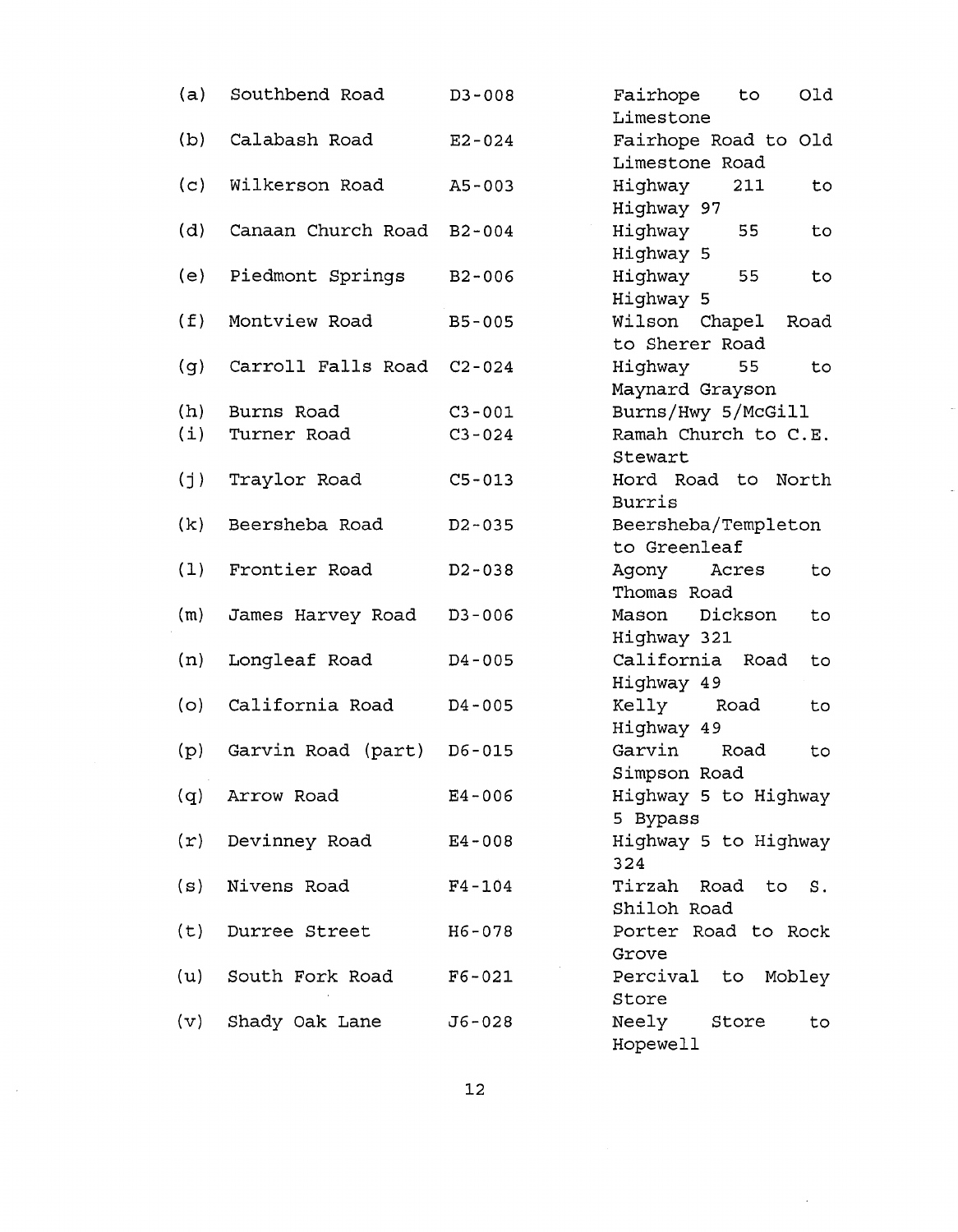| | | | |
|---|---|---|---|
| (a) | Southbend Road | D3-008 | Fairhope to Old Limestone |
| (b) | Calabash Road | E2-024 | Fairhope Road to Old Limestone Road |
| (c) | Wilkerson Road | A5-003 | Highway 211 to Highway 97 |
| (d) | Canaan Church Road | B2-004 | Highway 55 to Highway 5 |
| (e) | Piedmont Springs | B2-006 | Highway 55 to Highway 5 |
| (f) | Montview Road | B5-005 | Wilson Chapel Road to Sherer Road |
| (g) | Carroll Falls Road | C2-024 | Highway 55 to Maynard Grayson |
| (h) | Burns Road | C3-001 | Burns/Hwy 5/McGill |
| (i) | Turner Road | C3-024 | Ramah Church to C.E. Stewart |
| (j) | Traylor Road | C5-013 | Hord Road to North Burris |
| (k) | Beersheba Road | D2-035 | Beersheba/Templeton to Greenleaf |
| (l) | Frontier Road | D2-038 | Agony Acres to Thomas Road |
| (m) | James Harvey Road | D3-006 | Mason Dickson to Highway 321 |
| (n) | Longleaf Road | D4-005 | California Road to Highway 49 |
| (o) | California Road | D4-005 | Kelly Road to Highway 49 |
| (p) | Garvin Road (part) | D6-015 | Garvin Road to Simpson Road |
| (q) | Arrow Road | E4-006 | Highway 5 to Highway 5 Bypass |
| (r) | Devinney Road | E4-008 | Highway 5 to Highway 324 |
| (s) | Nivens Road | F4-104 | Tirzah Road to S. Shiloh Road |
| (t) | Durree Street | H6-078 | Porter Road to Rock Grove |
| (u) | South Fork Road | F6-021 | Percival to Mobley Store |
| (v) | Shady Oak Lane | J6-028 | Neely Store to Hopewell |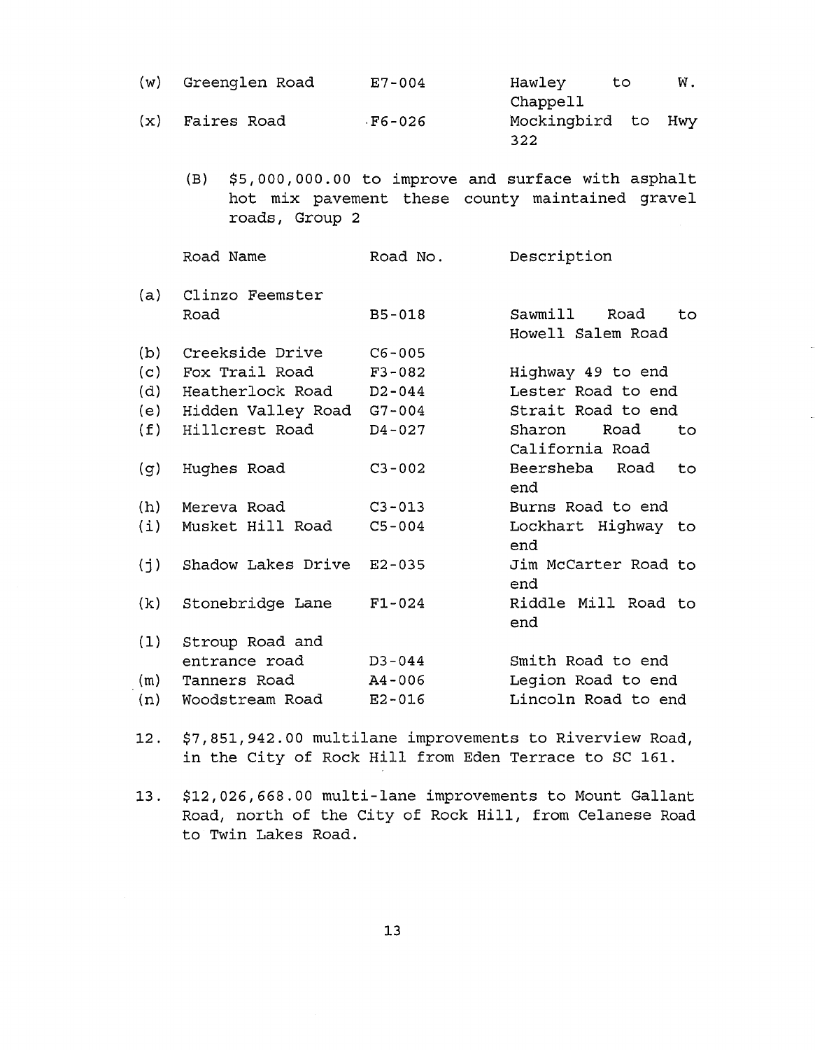| | | | |
|---|---|---|---|
| (w) | Greenglen Road | E7-004 | Hawley to W. Chappell |
| (x) | Faires Road | F6-026 | Mockingbird to Hwy 322 |

(B) $5,000,000.00 to improve and surface with asphalt hot mix pavement these county maintained gravel roads, Group 2

| | Road Name | Road No. | Description |
|---|---|---|---|
| (a) | Clinzo Feemster Road | B5-018 | Sawmill Road to Howell Salem Road |
| (b) | Creekside Drive | C6-005 | |
| (c) | Fox Trail Road | F3-082 | Highway 49 to end |
| (d) | Heatherlock Road | D2-044 | Lester Road to end |
| (e) | Hidden Valley Road | G7-004 | Strait Road to end |
| (f) | Hillcrest Road | D4-027 | Sharon Road to California Road |
| (g) | Hughes Road | C3-002 | Beersheba Road to end |
| (h) | Mereva Road | C3-013 | Burns Road to end |
| (i) | Musket Hill Road | C5-004 | Lockhart Highway to end |
| (j) | Shadow Lakes Drive | E2-035 | Jim McCarter Road to end |
| (k) | Stonebridge Lane | F1-024 | Riddle Mill Road to end |
| (l) | Stroup Road and entrance road | D3-044 | Smith Road to end |
| (m) | Tanners Road | A4-006 | Legion Road to end |
| (n) | Woodstream Road | E2-016 | Lincoln Road to end |

12. $7,851,942.00 multilane improvements to Riverview Road, in the City of Rock Hill from Eden Terrace to SC 161.

13. $12,026,668.00 multi-lane improvements to Mount Gallant Road, north of the City of Rock Hill, from Celanese Road to Twin Lakes Road.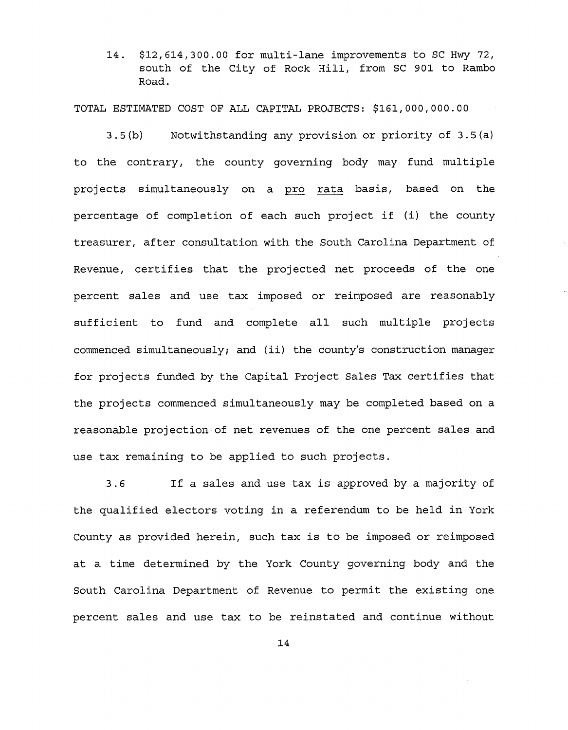14. $12,614,300.00 for multi-lane improvements to SC Hwy 72, south of the City of Rock Hill, from SC 901 to Rambo Road.

TOTAL ESTIMATED COST OF ALL CAPITAL PROJECTS: $161,000,000.00

3.5(b) Notwithstanding any provision or priority of 3.5(a) to the contrary, the county governing body may fund multiple projects simultaneously on a pro rata basis, based on the percentage of completion of each such project if (i) the county treasurer, after consultation with the South Carolina Department of Revenue, certifies that the projected net proceeds of the one percent sales and use tax imposed or reimposed are reasonably sufficient to fund and complete all such multiple projects commenced simultaneously; and (ii) the county's construction manager for projects funded by the Capital Project Sales Tax certifies that the projects commenced simultaneously may be completed based on a reasonable projection of net revenues of the one percent sales and use tax remaining to be applied to such projects.

3.6 If a sales and use tax is approved by a majority of the qualified electors voting in a referendum to be held in York County as provided herein, such tax is to be imposed or reimposed at a time determined by the York County governing body and the South Carolina Department of Revenue to permit the existing one percent sales and use tax to be reinstated and continue without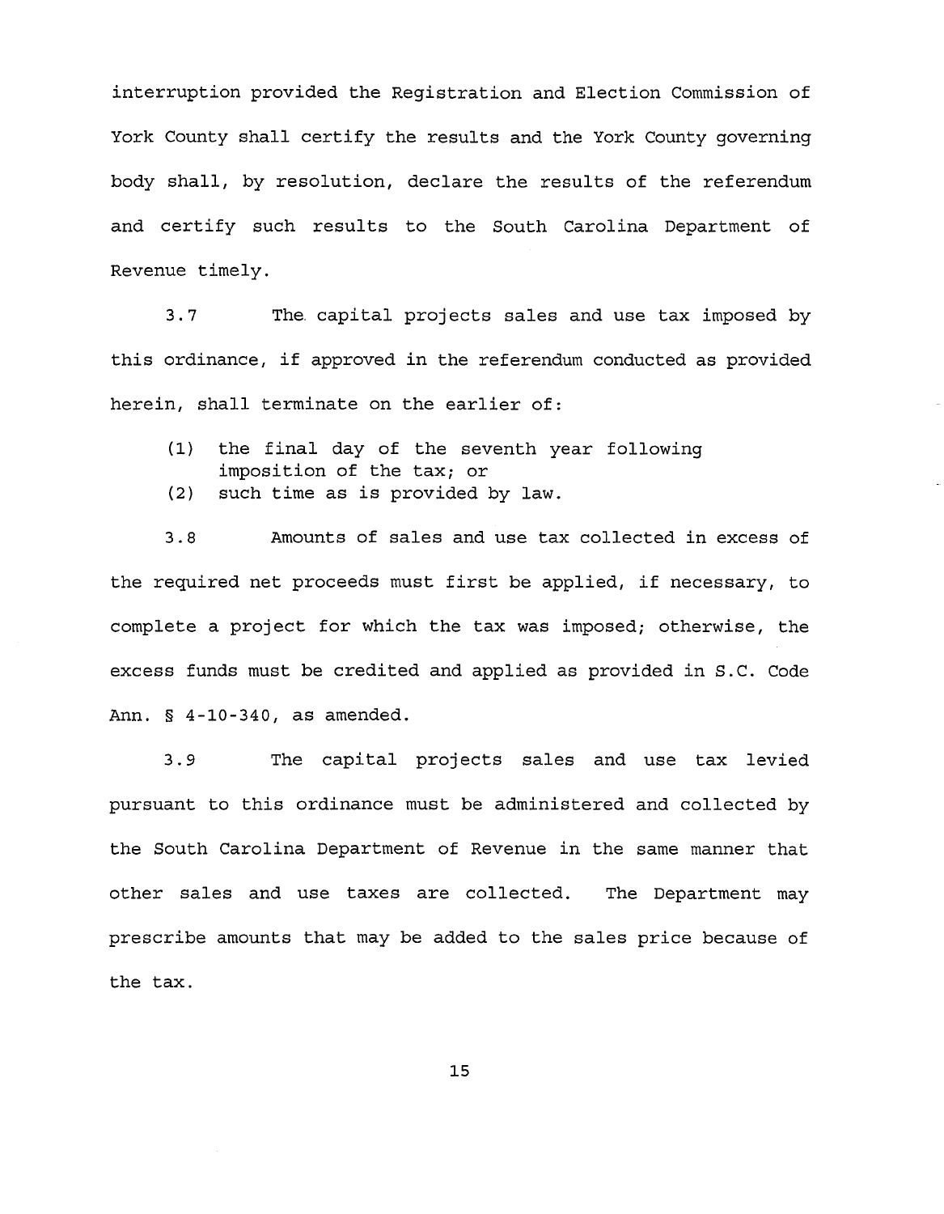interruption provided the Registration and Election Commission of York County shall certify the results and the York County governing body shall, by resolution, declare the results of the referendum and certify such results to the South Carolina Department of Revenue timely.

3.7 The capital projects sales and use tax imposed by this ordinance, if approved in the referendum conducted as provided herein, shall terminate on the earlier of:

(1) the final day of the seventh year following imposition of the tax; or
(2) such time as is provided by law.

3.8 Amounts of sales and use tax collected in excess of the required net proceeds must first be applied, if necessary, to complete a project for which the tax was imposed; otherwise, the excess funds must be credited and applied as provided in S.C. Code Ann. § 4-10-340, as amended.

3.9 The capital projects sales and use tax levied pursuant to this ordinance must be administered and collected by the South Carolina Department of Revenue in the same manner that other sales and use taxes are collected. The Department may prescribe amounts that may be added to the sales price because of the tax.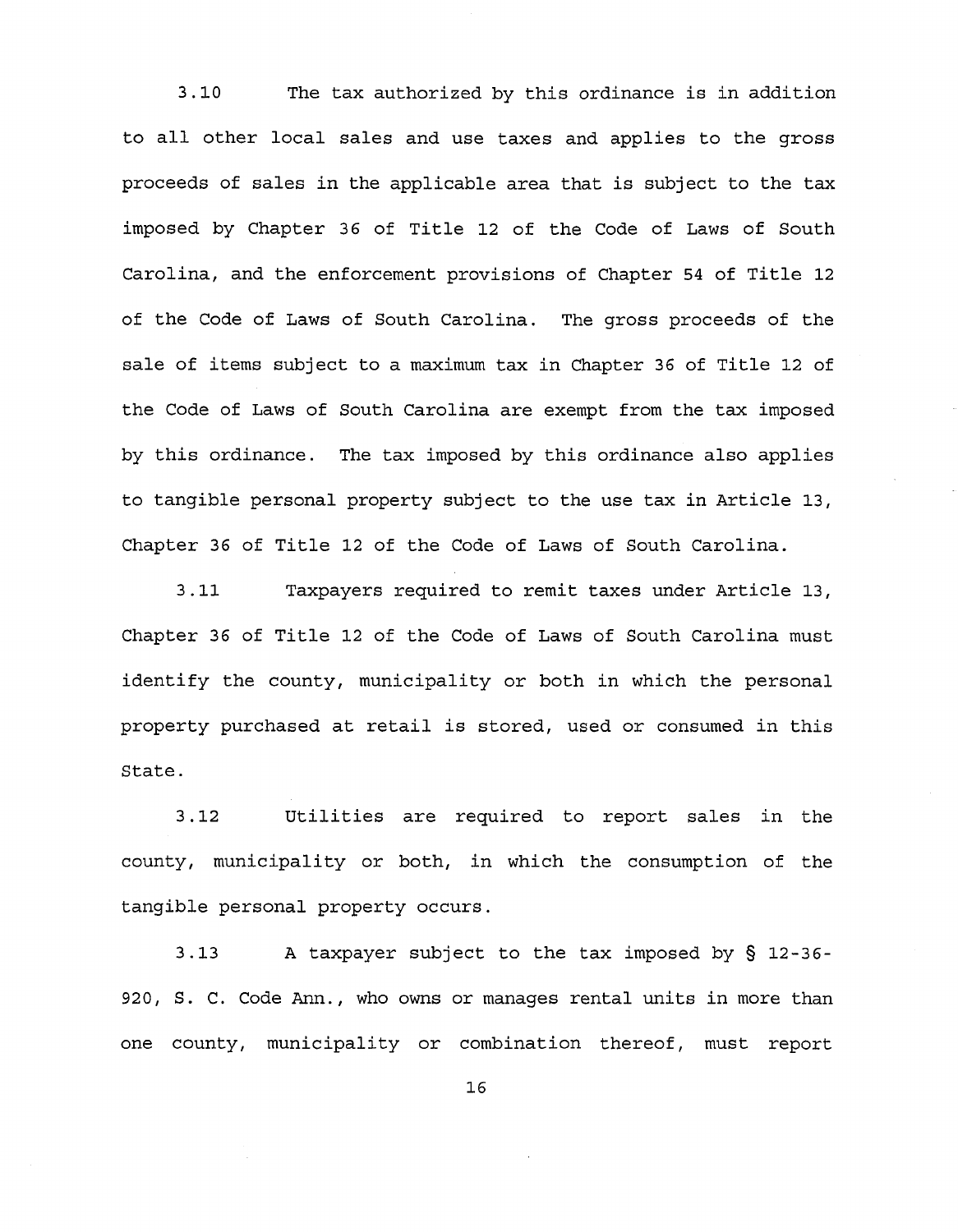3.10 The tax authorized by this ordinance is in addition to all other local sales and use taxes and applies to the gross proceeds of sales in the applicable area that is subject to the tax imposed by Chapter 36 of Title 12 of the Code of Laws of South Carolina, and the enforcement provisions of Chapter 54 of Title 12 of the Code of Laws of South Carolina. The gross proceeds of the sale of items subject to a maximum tax in Chapter 36 of Title 12 of the Code of Laws of South Carolina are exempt from the tax imposed by this ordinance. The tax imposed by this ordinance also applies to tangible personal property subject to the use tax in Article 13, Chapter 36 of Title 12 of the Code of Laws of South Carolina.

3.11 Taxpayers required to remit taxes under Article 13, Chapter 36 of Title 12 of the Code of Laws of South Carolina must identify the county, municipality or both in which the personal property purchased at retail is stored, used or consumed in this State.

3.12 Utilities are required to report sales in the county, municipality or both, in which the consumption of the tangible personal property occurs.

3.13 A taxpayer subject to the tax imposed by § 12-36-920, S. C. Code Ann., who owns or manages rental units in more than one county, municipality or combination thereof, must report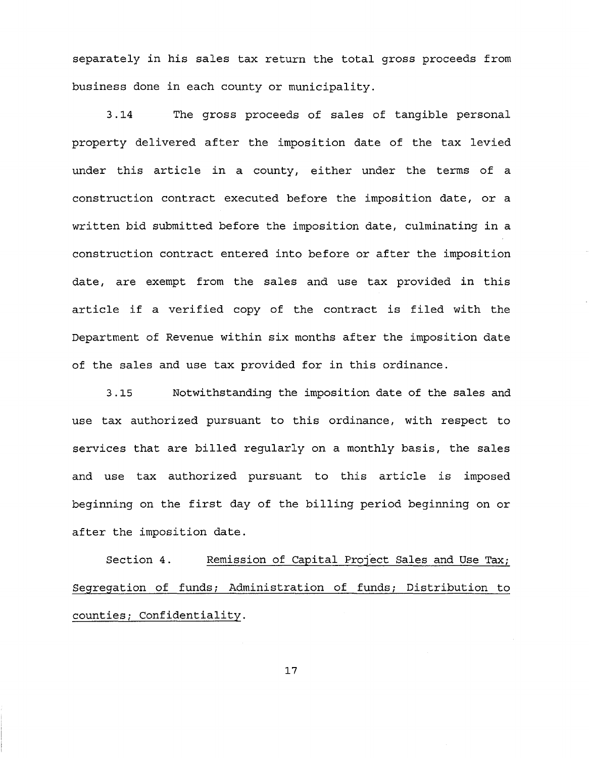separately in his sales tax return the total gross proceeds from business done in each county or municipality.

3.14 The gross proceeds of sales of tangible personal property delivered after the imposition date of the tax levied under this article in a county, either under the terms of a construction contract executed before the imposition date, or a written bid submitted before the imposition date, culminating in a construction contract entered into before or after the imposition date, are exempt from the sales and use tax provided in this article if a verified copy of the contract is filed with the Department of Revenue within six months after the imposition date of the sales and use tax provided for in this ordinance.

3.15 Notwithstanding the imposition date of the sales and use tax authorized pursuant to this ordinance, with respect to services that are billed regularly on a monthly basis, the sales and use tax authorized pursuant to this article is imposed beginning on the first day of the billing period beginning on or after the imposition date.

Section 4. Remission of Capital Project Sales and Use Tax; Segregation of funds; Administration of funds; Distribution to counties; Confidentiality.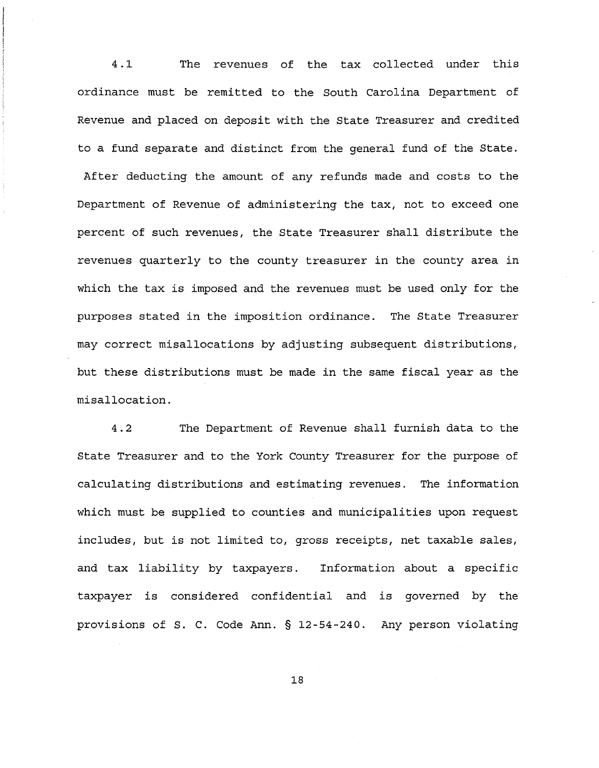4.1 The revenues of the tax collected under this ordinance must be remitted to the South Carolina Department of Revenue and placed on deposit with the State Treasurer and credited to a fund separate and distinct from the general fund of the State. After deducting the amount of any refunds made and costs to the Department of Revenue of administering the tax, not to exceed one percent of such revenues, the State Treasurer shall distribute the revenues quarterly to the county treasurer in the county area in which the tax is imposed and the revenues must be used only for the purposes stated in the imposition ordinance. The State Treasurer may correct misallocations by adjusting subsequent distributions, but these distributions must be made in the same fiscal year as the misallocation.

4.2 The Department of Revenue shall furnish data to the State Treasurer and to the York County Treasurer for the purpose of calculating distributions and estimating revenues. The information which must be supplied to counties and municipalities upon request includes, but is not limited to, gross receipts, net taxable sales, and tax liability by taxpayers. Information about a specific taxpayer is considered confidential and is governed by the provisions of S. C. Code Ann. § 12-54-240. Any person violating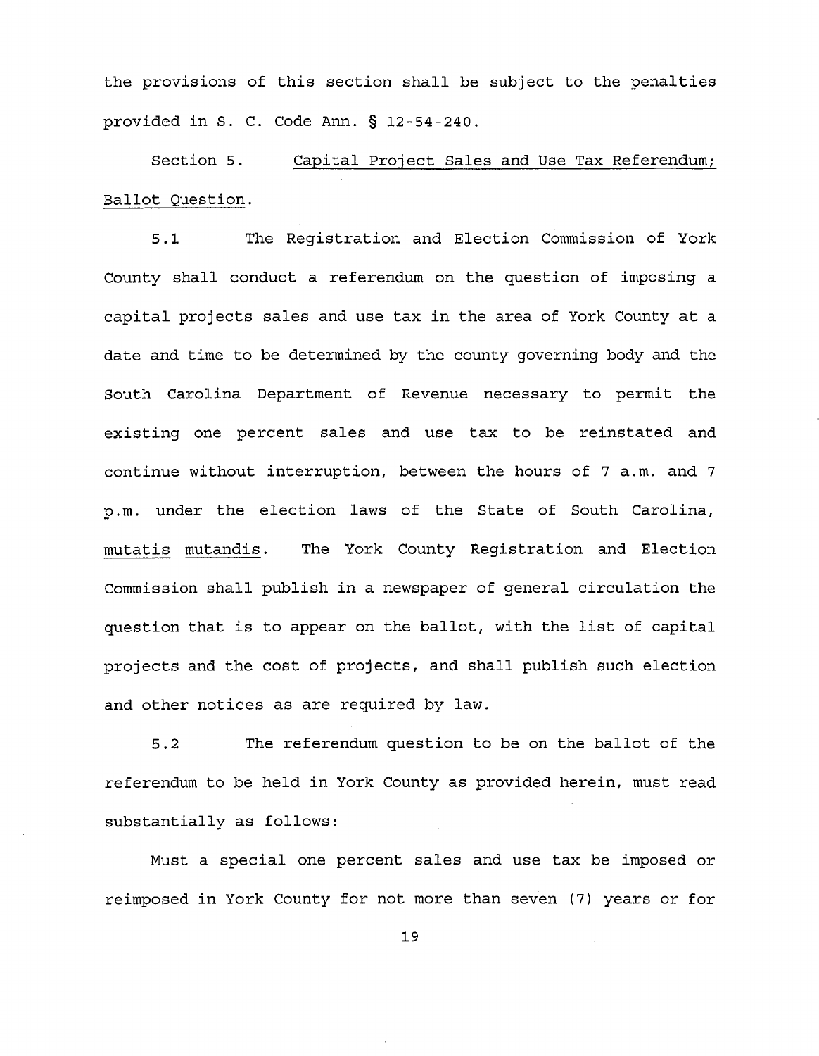the provisions of this section shall be subject to the penalties provided in S. C. Code Ann. § 12-54-240.

Section 5. Capital Project Sales and Use Tax Referendum; Ballot Question.

5.1 The Registration and Election Commission of York County shall conduct a referendum on the question of imposing a capital projects sales and use tax in the area of York County at a date and time to be determined by the county governing body and the South Carolina Department of Revenue necessary to permit the existing one percent sales and use tax to be reinstated and continue without interruption, between the hours of 7 a.m. and 7 p.m. under the election laws of the State of South Carolina, *mutatis mutandis*. The York County Registration and Election Commission shall publish in a newspaper of general circulation the question that is to appear on the ballot, with the list of capital projects and the cost of projects, and shall publish such election and other notices as are required by law.

5.2 The referendum question to be on the ballot of the referendum to be held in York County as provided herein, must read substantially as follows:

Must a special one percent sales and use tax be imposed or reimposed in York County for not more than seven (7) years or for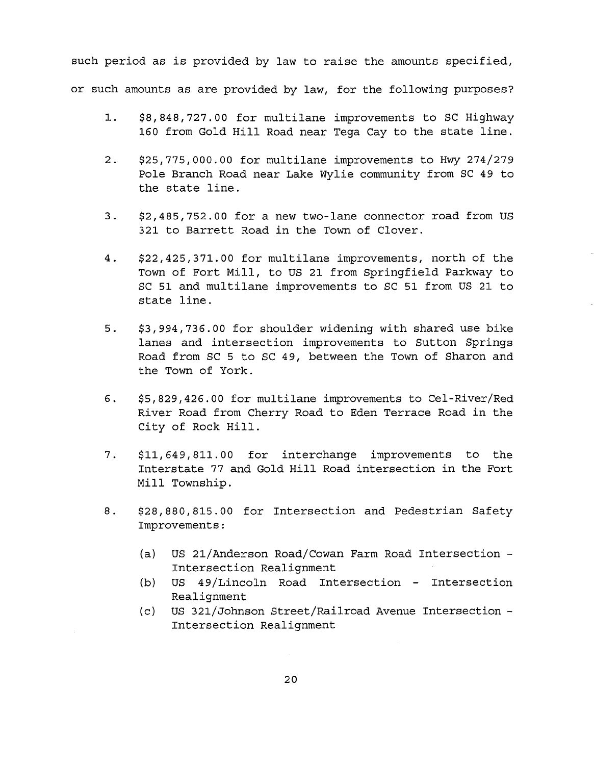such period as is provided by law to raise the amounts specified, or such amounts as are provided by law, for the following purposes?

1. $8,848,727.00 for multilane improvements to SC Highway 160 from Gold Hill Road near Tega Cay to the state line.

2. $25,775,000.00 for multilane improvements to Hwy 274/279 Pole Branch Road near Lake Wylie community from SC 49 to the state line.

3. $2,485,752.00 for a new two-lane connector road from US 321 to Barrett Road in the Town of Clover.

4. $22,425,371.00 for multilane improvements, north of the Town of Fort Mill, to US 21 from Springfield Parkway to SC 51 and multilane improvements to SC 51 from US 21 to state line.

5. $3,994,736.00 for shoulder widening with shared use bike lanes and intersection improvements to Sutton Springs Road from SC 5 to SC 49, between the Town of Sharon and the Town of York.

6. $5,829,426.00 for multilane improvements to Cel-River/Red River Road from Cherry Road to Eden Terrace Road in the City of Rock Hill.

7. $11,649,811.00 for interchange improvements to the Interstate 77 and Gold Hill Road intersection in the Fort Mill Township.

8. $28,880,815.00 for Intersection and Pedestrian Safety Improvements:

   (a) US 21/Anderson Road/Cowan Farm Road Intersection - Intersection Realignment
   (b) US 49/Lincoln Road Intersection - Intersection Realignment
   (c) US 321/Johnson Street/Railroad Avenue Intersection - Intersection Realignment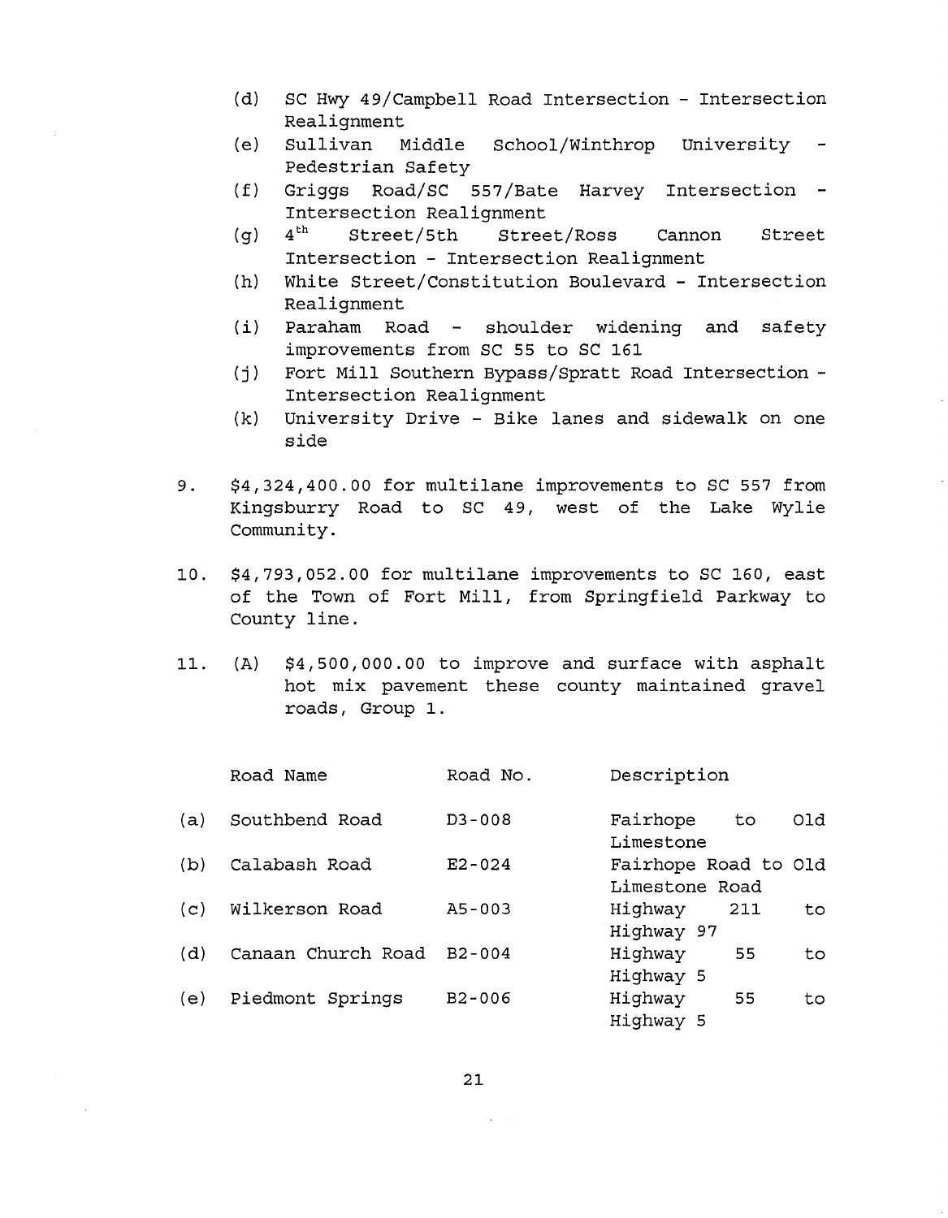(d) SC Hwy 49/Campbell Road Intersection - Intersection Realignment

(e) Sullivan Middle School/Winthrop University - Pedestrian Safety

(f) Griggs Road/SC 557/Bate Harvey Intersection - Intersection Realignment

(g) 4th Street/5th Street/Ross Cannon Street Intersection - Intersection Realignment

(h) White Street/Constitution Boulevard - Intersection Realignment

(i) Paraham Road - shoulder widening and safety improvements from SC 55 to SC 161

(j) Fort Mill Southern Bypass/Spratt Road Intersection - Intersection Realignment

(k) University Drive - Bike lanes and sidewalk on one side

9. $4,324,400.00 for multilane improvements to SC 557 from Kingsburry Road to SC 49, west of the Lake Wylie Community.

10. $4,793,052.00 for multilane improvements to SC 160, east of the Town of Fort Mill, from Springfield Parkway to County line.

11. (A) $4,500,000.00 to improve and surface with asphalt hot mix pavement these county maintained gravel roads, Group 1.

| | Road Name | Road No. | Description |
|---|---|---|---|
| (a) | Southbend Road | D3-008 | Fairhope to Old Limestone |
| (b) | Calabash Road | E2-024 | Fairhope Road to Old Limestone Road |
| (c) | Wilkerson Road | A5-003 | Highway 211 to Highway 97 |
| (d) | Canaan Church Road | B2-004 | Highway 55 to Highway 5 |
| (e) | Piedmont Springs | B2-006 | Highway 55 to Highway 5 |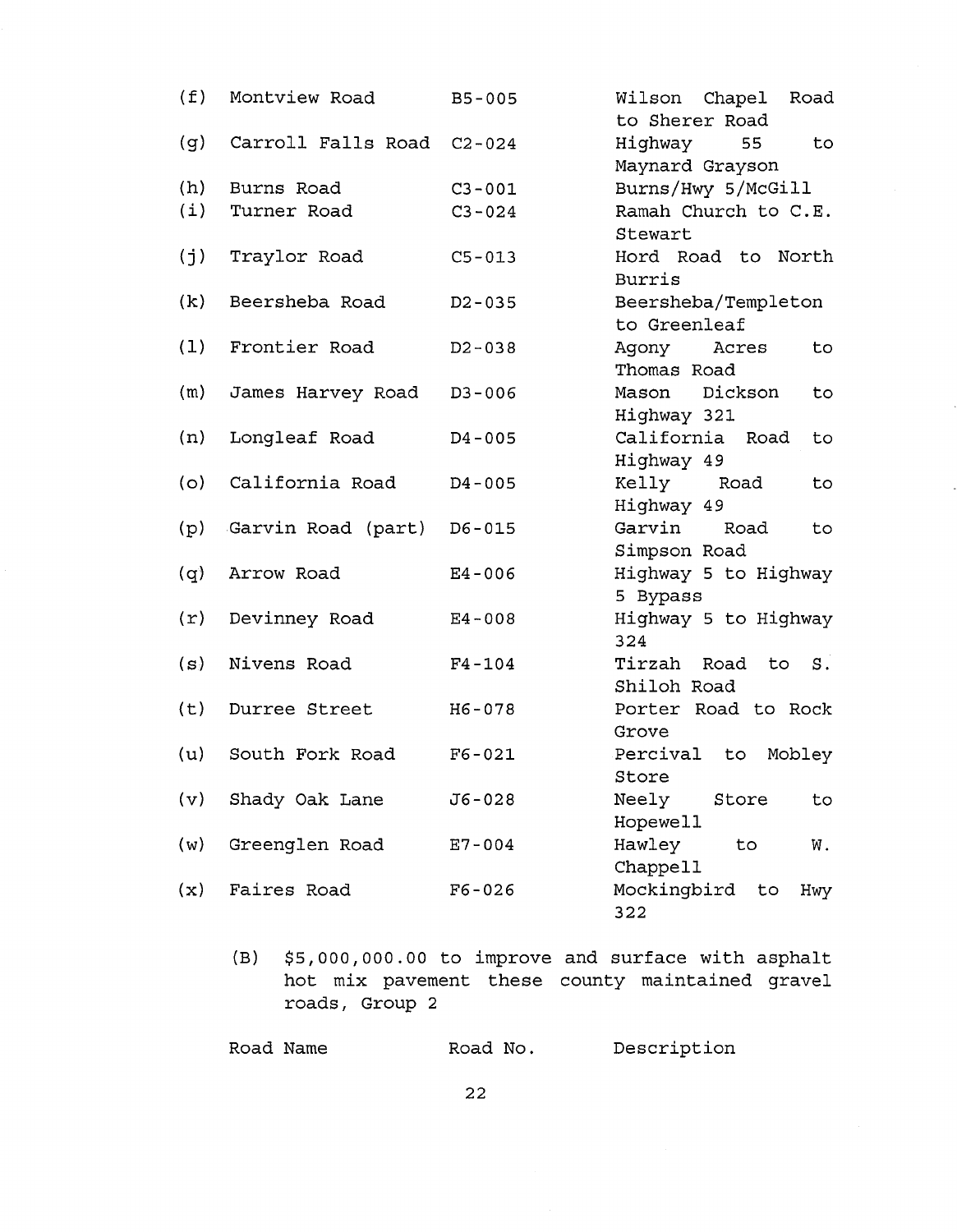| | | | |
|---|---|---|---|
| (f) | Montview Road | B5-005 | Wilson Chapel Road to Sherer Road |
| (g) | Carroll Falls Road | C2-024 | Highway 55 to Maynard Grayson |
| (h) | Burns Road | C3-001 | Burns/Hwy 5/McGill |
| (i) | Turner Road | C3-024 | Ramah Church to C.E. Stewart |
| (j) | Traylor Road | C5-013 | Hord Road to North Burris |
| (k) | Beersheba Road | D2-035 | Beersheba/Templeton to Greenleaf |
| (l) | Frontier Road | D2-038 | Agony Acres to Thomas Road |
| (m) | James Harvey Road | D3-006 | Mason Dickson to Highway 321 |
| (n) | Longleaf Road | D4-005 | California Road to Highway 49 |
| (o) | California Road | D4-005 | Kelly Road to Highway 49 |
| (p) | Garvin Road (part) | D6-015 | Garvin Road to Simpson Road |
| (q) | Arrow Road | E4-006 | Highway 5 to Highway 5 Bypass |
| (r) | Devinney Road | E4-008 | Highway 5 to Highway 324 |
| (s) | Nivens Road | F4-104 | Tirzah Road to S. Shiloh Road |
| (t) | Durree Street | H6-078 | Porter Road to Rock Grove |
| (u) | South Fork Road | F6-021 | Percival to Mobley Store |
| (v) | Shady Oak Lane | J6-028 | Neely Store to Hopewell |
| (w) | Greenglen Road | E7-004 | Hawley to W. Chappell |
| (x) | Faires Road | F6-026 | Mockingbird to Hwy 322 |

(B) $5,000,000.00 to improve and surface with asphalt hot mix pavement these county maintained gravel roads, Group 2

| Road Name | Road No. | Description |
|---|---|---|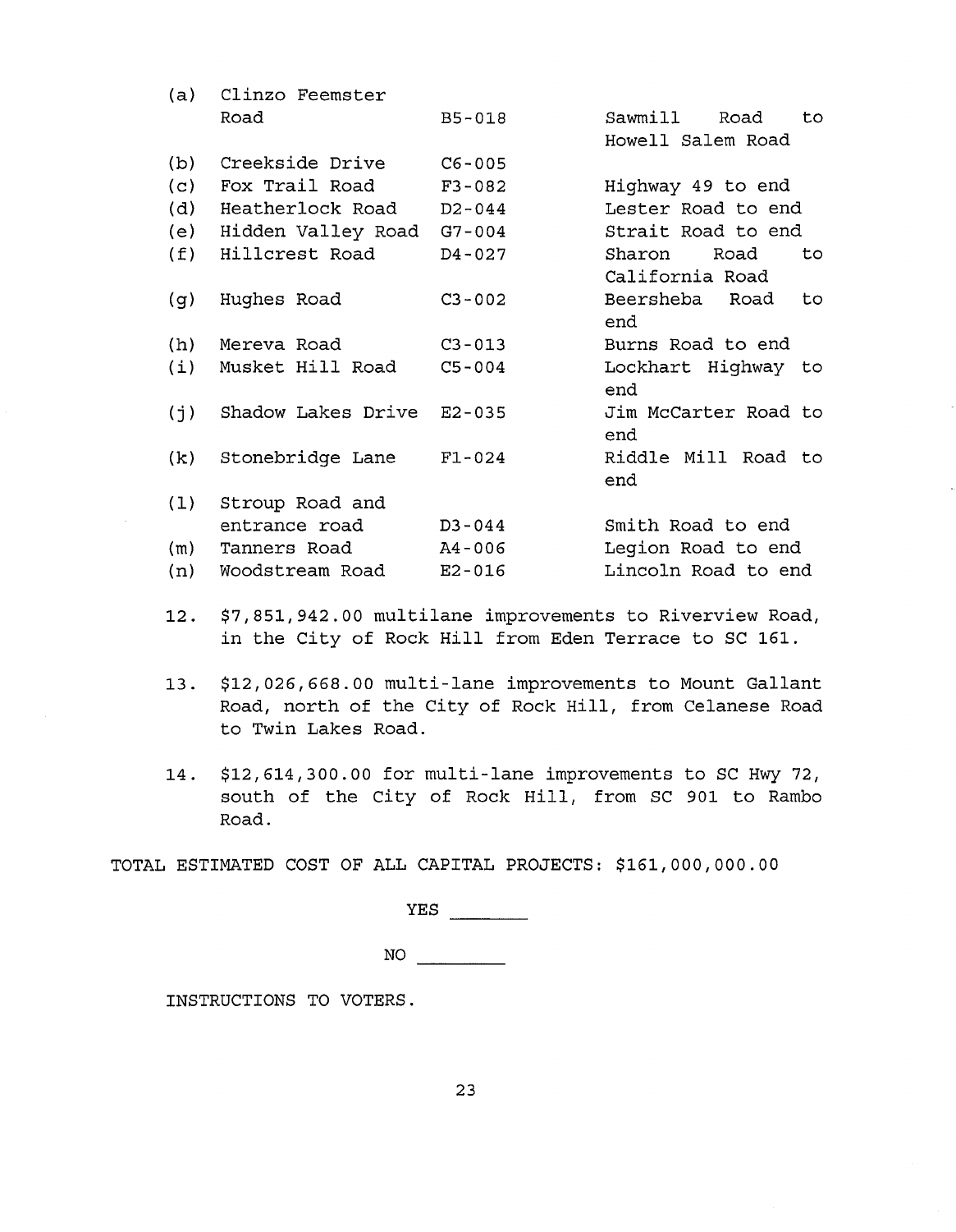| | | | |
|---|---|---|---|
| (a) | Clinzo Feemster Road | B5-018 | Sawmill Road to Howell Salem Road |
| (b) | Creekside Drive | C6-005 | |
| (c) | Fox Trail Road | F3-082 | Highway 49 to end |
| (d) | Heatherlock Road | D2-044 | Lester Road to end |
| (e) | Hidden Valley Road | G7-004 | Strait Road to end |
| (f) | Hillcrest Road | D4-027 | Sharon Road to California Road |
| (g) | Hughes Road | C3-002 | Beersheba Road to end |
| (h) | Mereva Road | C3-013 | Burns Road to end |
| (i) | Musket Hill Road | C5-004 | Lockhart Highway to end |
| (j) | Shadow Lakes Drive | E2-035 | Jim McCarter Road to end |
| (k) | Stonebridge Lane | F1-024 | Riddle Mill Road to end |
| (l) | Stroup Road and entrance road | D3-044 | Smith Road to end |
| (m) | Tanners Road | A4-006 | Legion Road to end |
| (n) | Woodstream Road | E2-016 | Lincoln Road to end |

12. $7,851,942.00 multilane improvements to Riverview Road, in the City of Rock Hill from Eden Terrace to SC 161.

13. $12,026,668.00 multi-lane improvements to Mount Gallant Road, north of the City of Rock Hill, from Celanese Road to Twin Lakes Road.

14. $12,614,300.00 for multi-lane improvements to SC Hwy 72, south of the City of Rock Hill, from SC 901 to Rambo Road.

TOTAL ESTIMATED COST OF ALL CAPITAL PROJECTS: $161,000,000.00

YES ________

NO ________

INSTRUCTIONS TO VOTERS.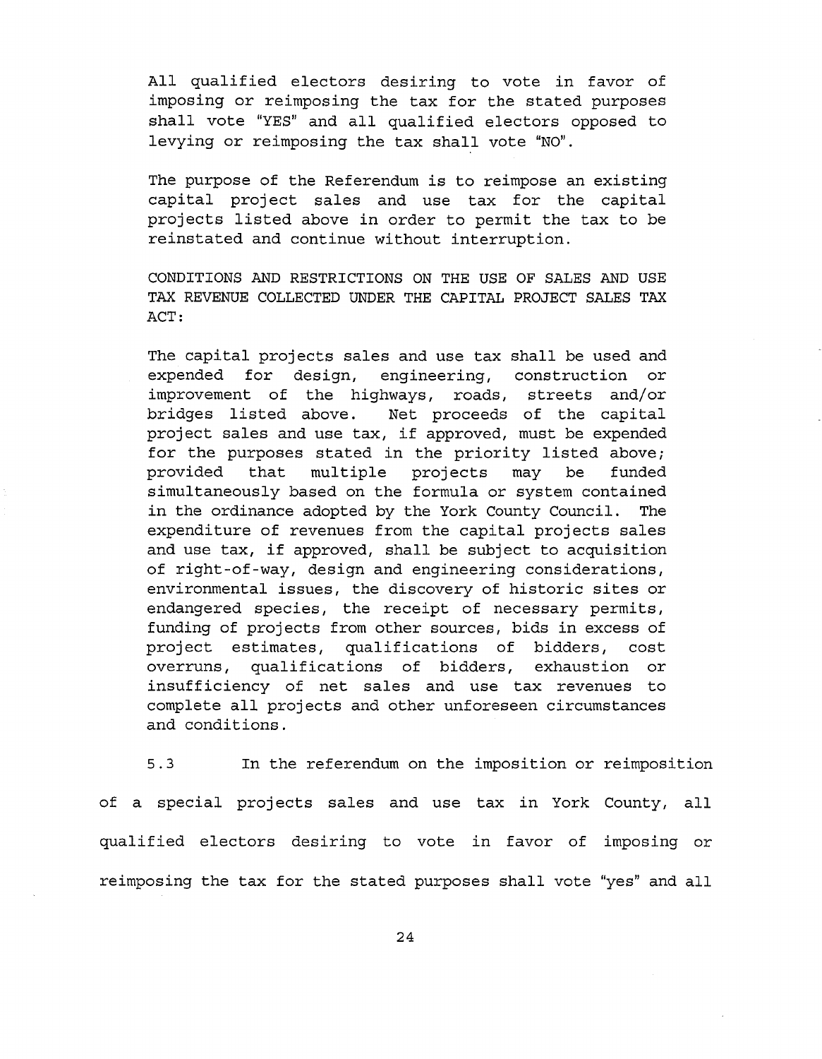All qualified electors desiring to vote in favor of imposing or reimposing the tax for the stated purposes shall vote "YES" and all qualified electors opposed to levying or reimposing the tax shall vote "NO".

The purpose of the Referendum is to reimpose an existing capital project sales and use tax for the capital projects listed above in order to permit the tax to be reinstated and continue without interruption.

CONDITIONS AND RESTRICTIONS ON THE USE OF SALES AND USE TAX REVENUE COLLECTED UNDER THE CAPITAL PROJECT SALES TAX ACT:

The capital projects sales and use tax shall be used and expended for design, engineering, construction or improvement of the highways, roads, streets and/or bridges listed above. Net proceeds of the capital project sales and use tax, if approved, must be expended for the purposes stated in the priority listed above; provided that multiple projects may be funded simultaneously based on the formula or system contained in the ordinance adopted by the York County Council. The expenditure of revenues from the capital projects sales and use tax, if approved, shall be subject to acquisition of right-of-way, design and engineering considerations, environmental issues, the discovery of historic sites or endangered species, the receipt of necessary permits, funding of projects from other sources, bids in excess of project estimates, qualifications of bidders, cost overruns, qualifications of bidders, exhaustion or insufficiency of net sales and use tax revenues to complete all projects and other unforeseen circumstances and conditions.

5.3 In the referendum on the imposition or reimposition of a special projects sales and use tax in York County, all qualified electors desiring to vote in favor of imposing or reimposing the tax for the stated purposes shall vote "yes" and all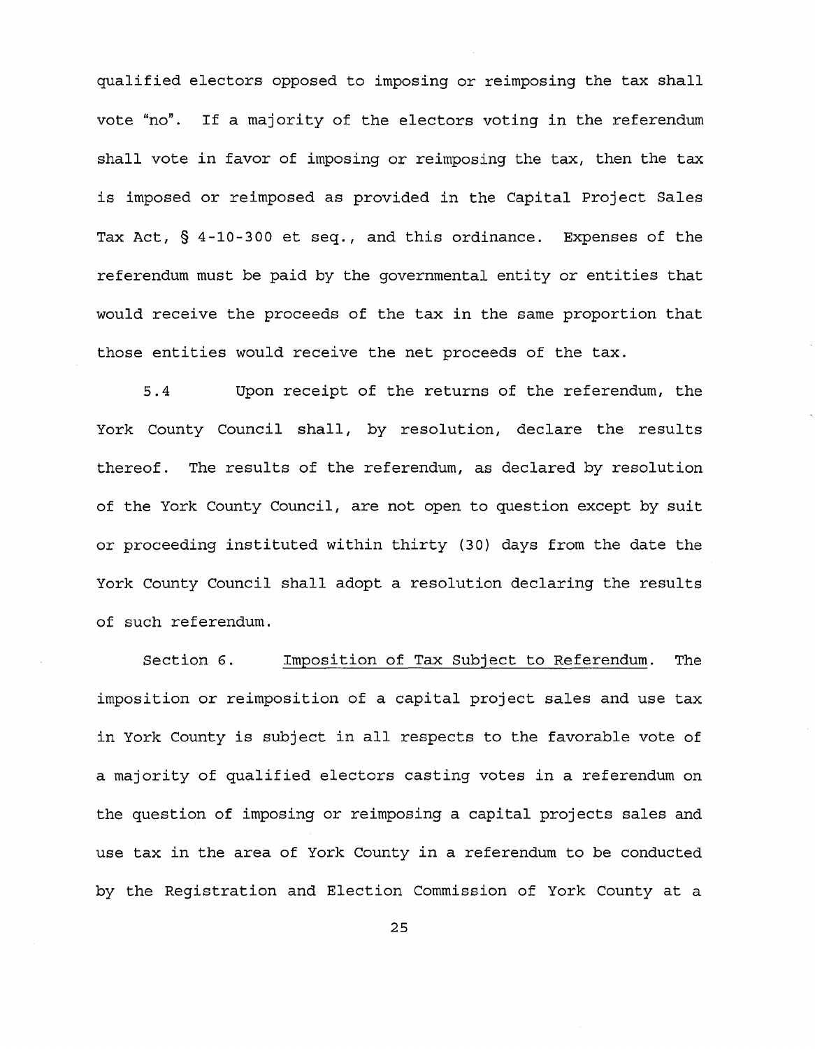qualified electors opposed to imposing or reimposing the tax shall vote "no". If a majority of the electors voting in the referendum shall vote in favor of imposing or reimposing the tax, then the tax is imposed or reimposed as provided in the Capital Project Sales Tax Act, § 4-10-300 et seq., and this ordinance. Expenses of the referendum must be paid by the governmental entity or entities that would receive the proceeds of the tax in the same proportion that those entities would receive the net proceeds of the tax.

5.4 Upon receipt of the returns of the referendum, the York County Council shall, by resolution, declare the results thereof. The results of the referendum, as declared by resolution of the York County Council, are not open to question except by suit or proceeding instituted within thirty (30) days from the date the York County Council shall adopt a resolution declaring the results of such referendum.

Section 6. Imposition of Tax Subject to Referendum. The imposition or reimposition of a capital project sales and use tax in York County is subject in all respects to the favorable vote of a majority of qualified electors casting votes in a referendum on the question of imposing or reimposing a capital projects sales and use tax in the area of York County in a referendum to be conducted by the Registration and Election Commission of York County at a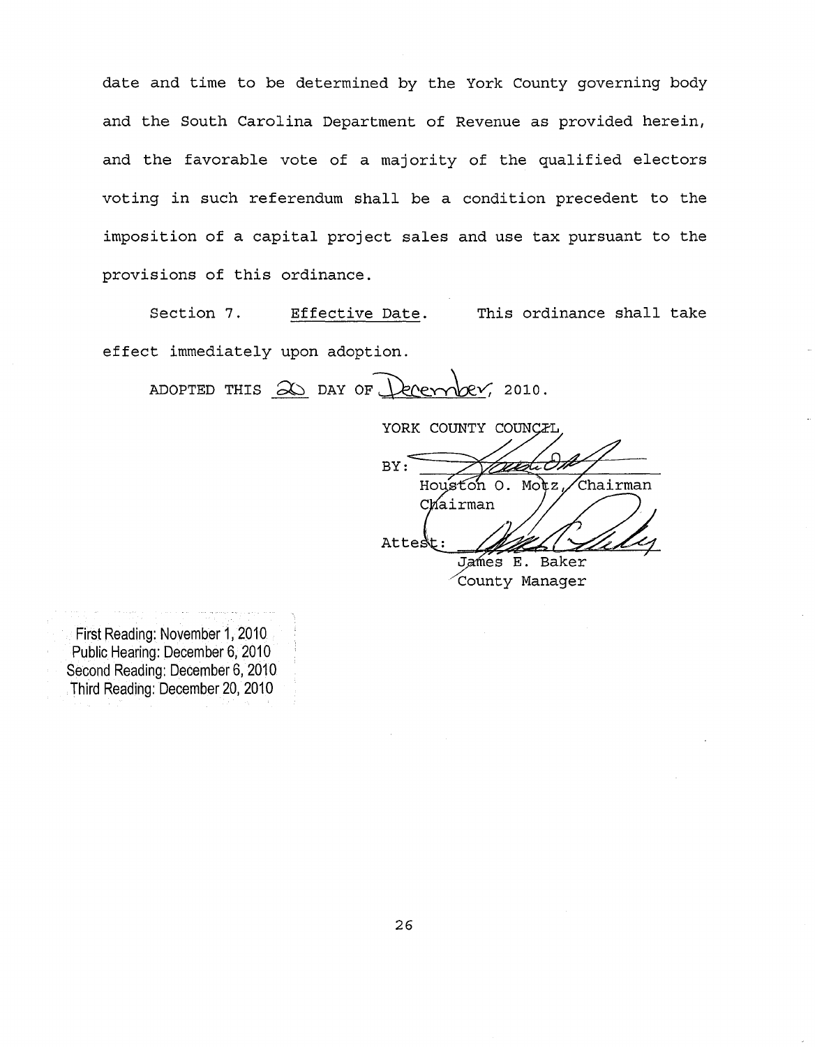date and time to be determined by the York County governing body and the South Carolina Department of Revenue as provided herein, and the favorable vote of a majority of the qualified electors voting in such referendum shall be a condition precedent to the imposition of a capital project sales and use tax pursuant to the provisions of this ordinance.

Section 7. Effective Date. This ordinance shall take effect immediately upon adoption.

ADOPTED THIS 20 DAY OF December, 2010.

YORK COUNTY COUNCIL

BY: ______________________
Houston O. Motz, Chairman
Chairman

Attest: ______________________
James E. Baker
County Manager

First Reading: November 1, 2010
Public Hearing: December 6, 2010
Second Reading: December 6, 2010
Third Reading: December 20, 2010